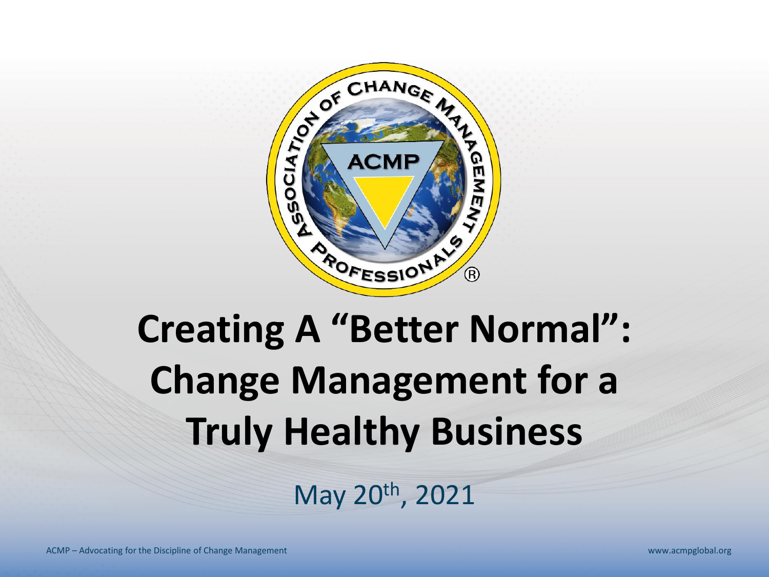# Creating A "Better Normal": Change Management for a Truly Healthy Business

May 20th, 2021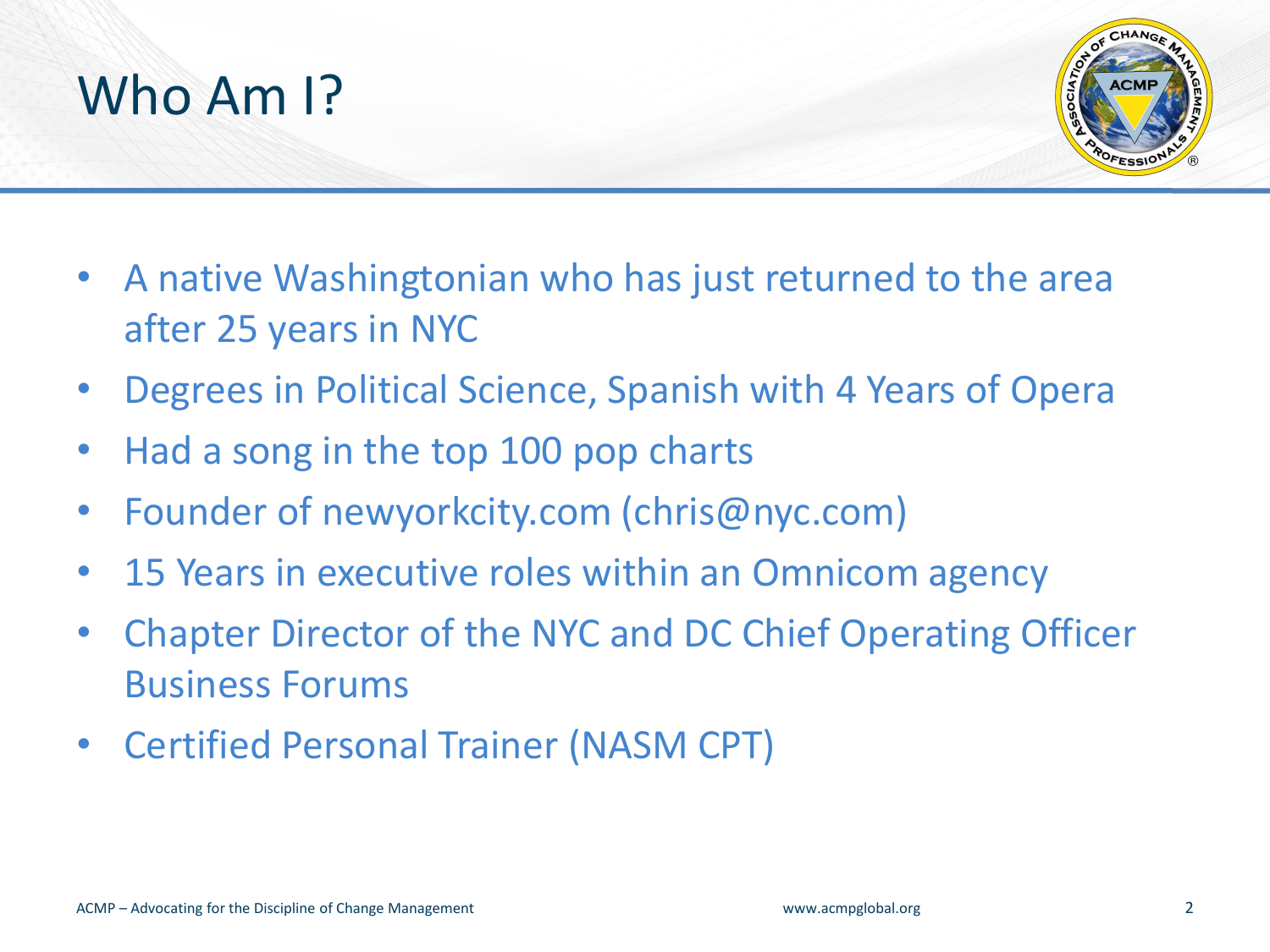# Who Am I?

- A native Washingtonian who has just returned to the area after 25 years in NYC
- Degrees in Political Science, Spanish with 4 Years of Opera
- Had a song in the top 100 pop charts
- Founder of newyorkcity.com (chris@nyc.com)
- 15 Years in executive roles within an Omnicom agency
- Chapter Director of the NYC and DC Chief Operating Officer Business Forums
- Certified Personal Trainer (NASM CPT)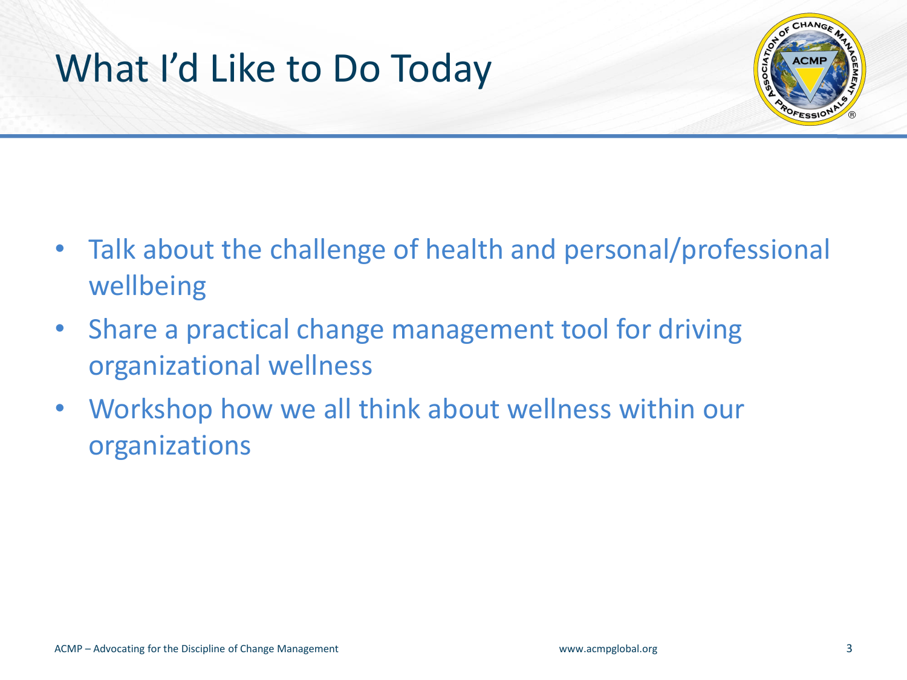# What I'd Like to Do Today

- Talk about the challenge of health and personal/professional wellbeing
- Share a practical change management tool for driving organizational wellness
- Workshop how we all think about wellness within our organizations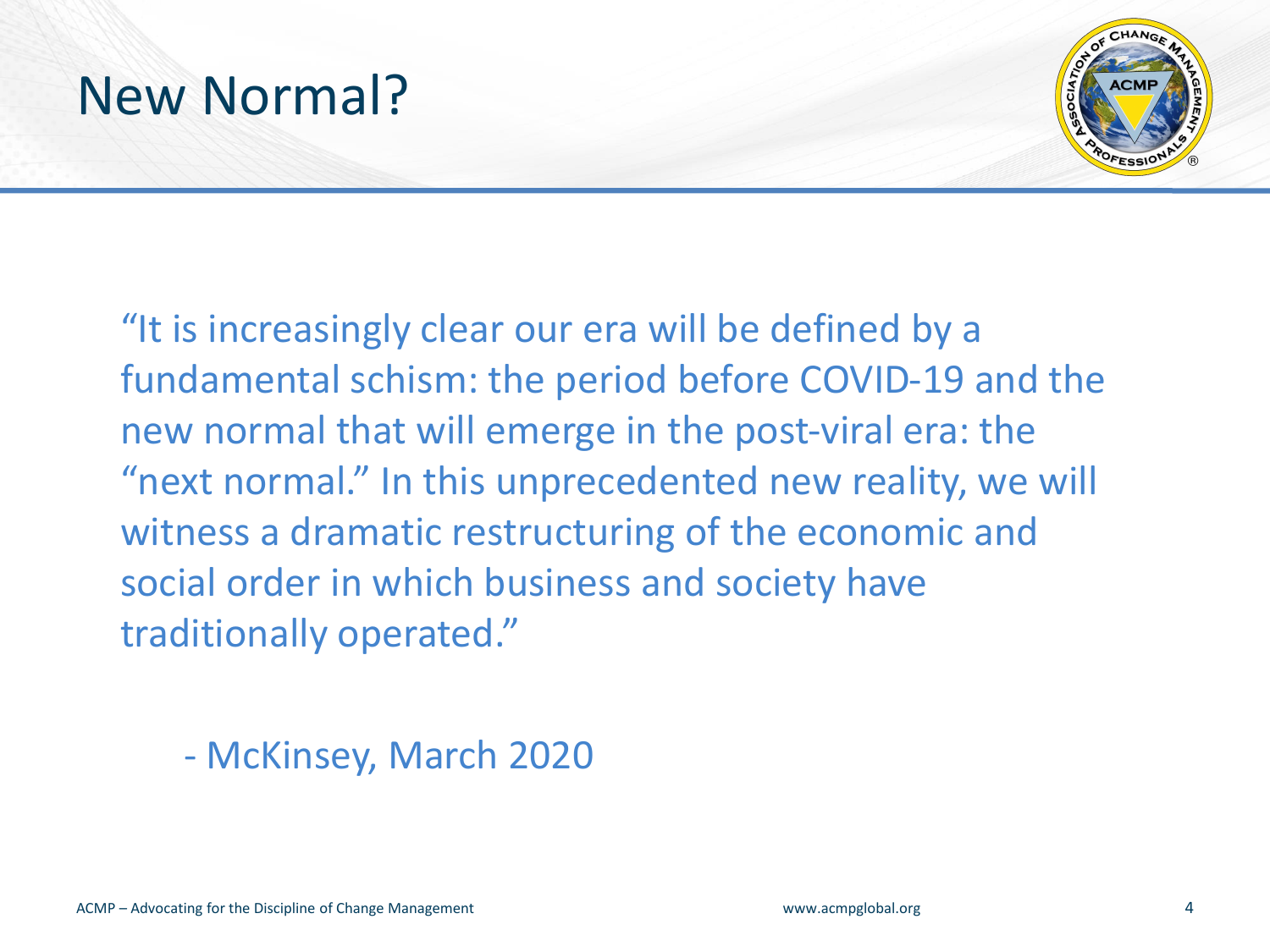# New Normal?

"It is increasingly clear our era will be defined by a fundamental schism: the period before COVID-19 and the new normal that will emerge in the post-viral era: the "next normal." In this unprecedented new reality, we will witness a dramatic restructuring of the economic and social order in which business and society have traditionally operated."

- McKinsey, March 2020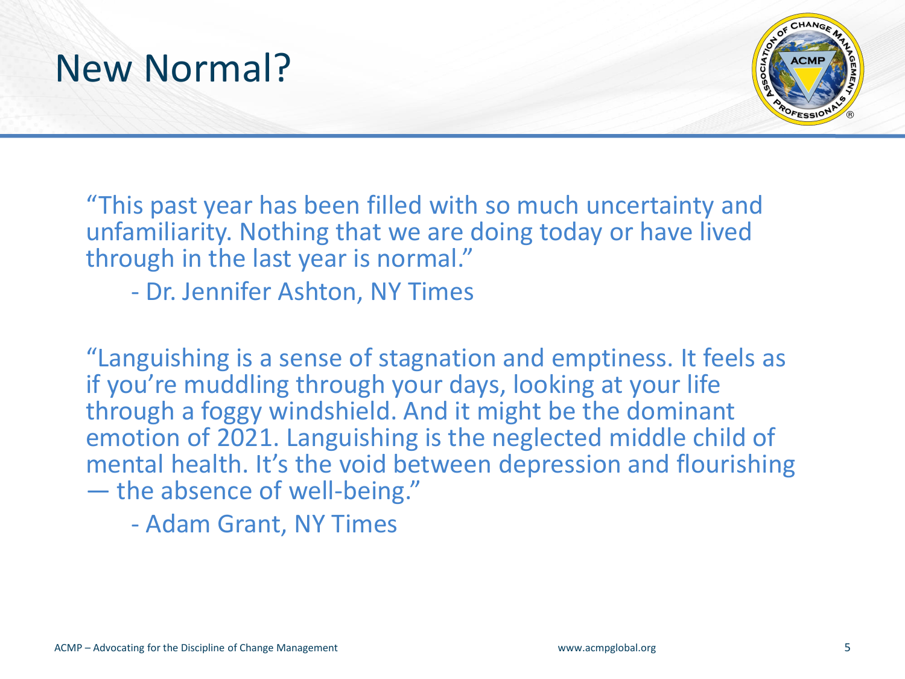# New Normal?

"This past year has been filled with so much uncertainty and unfamiliarity. Nothing that we are doing today or have lived through in the last year is normal."

- Dr. Jennifer Ashton, NY Times

"Languishing is a sense of stagnation and emptiness. It feels as if you're muddling through your days, looking at your life through a foggy windshield. And it might be the dominant emotion of 2021. Languishing is the neglected middle child of mental health. It's the void between depression and flourishing — the absence of well-being."

- Adam Grant, NY Times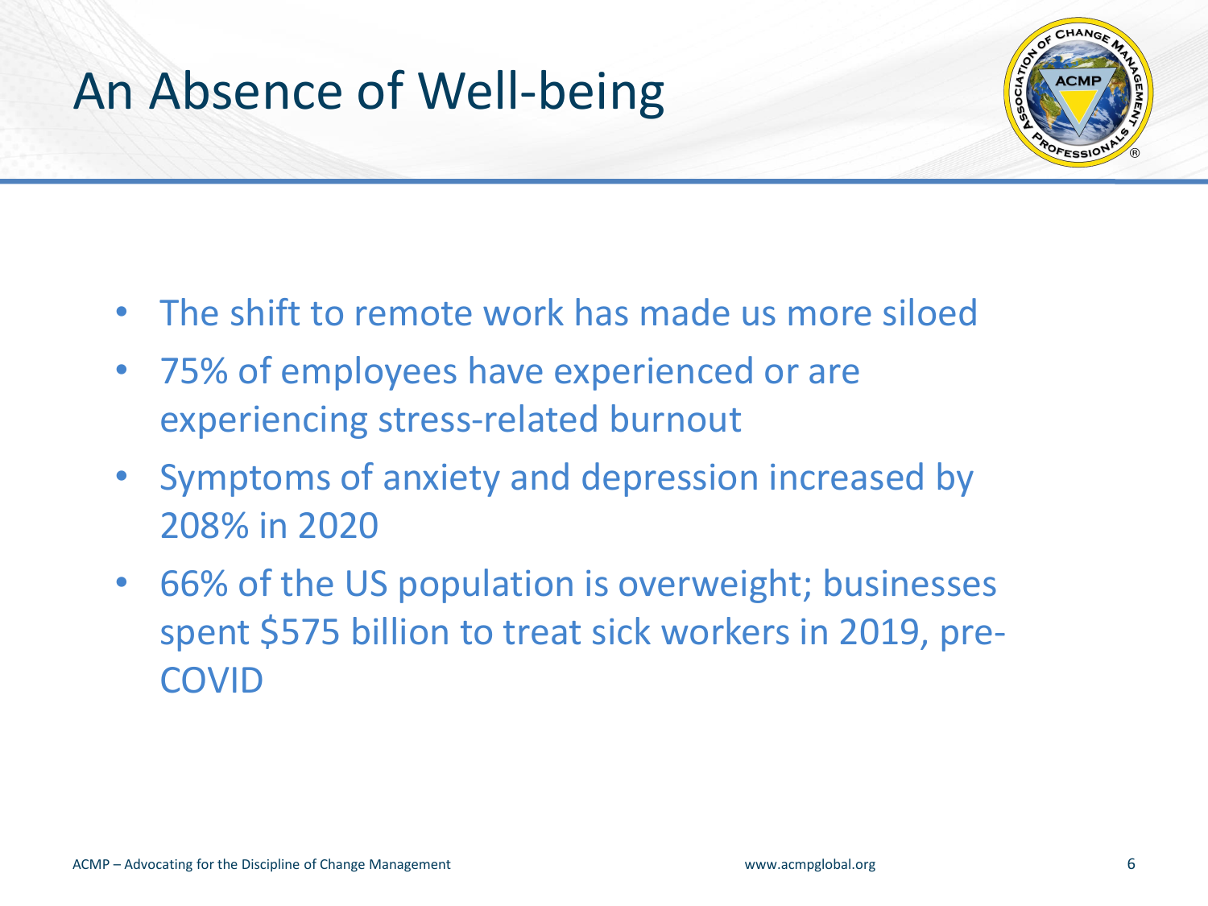# An Absence of Well-being

- The shift to remote work has made us more siloed
- 75% of employees have experienced or are experiencing stress-related burnout
- Symptoms of anxiety and depression increased by 208% in 2020
- 66% of the US population is overweight; businesses spent $575 billion to treat sick workers in 2019, pre-COVID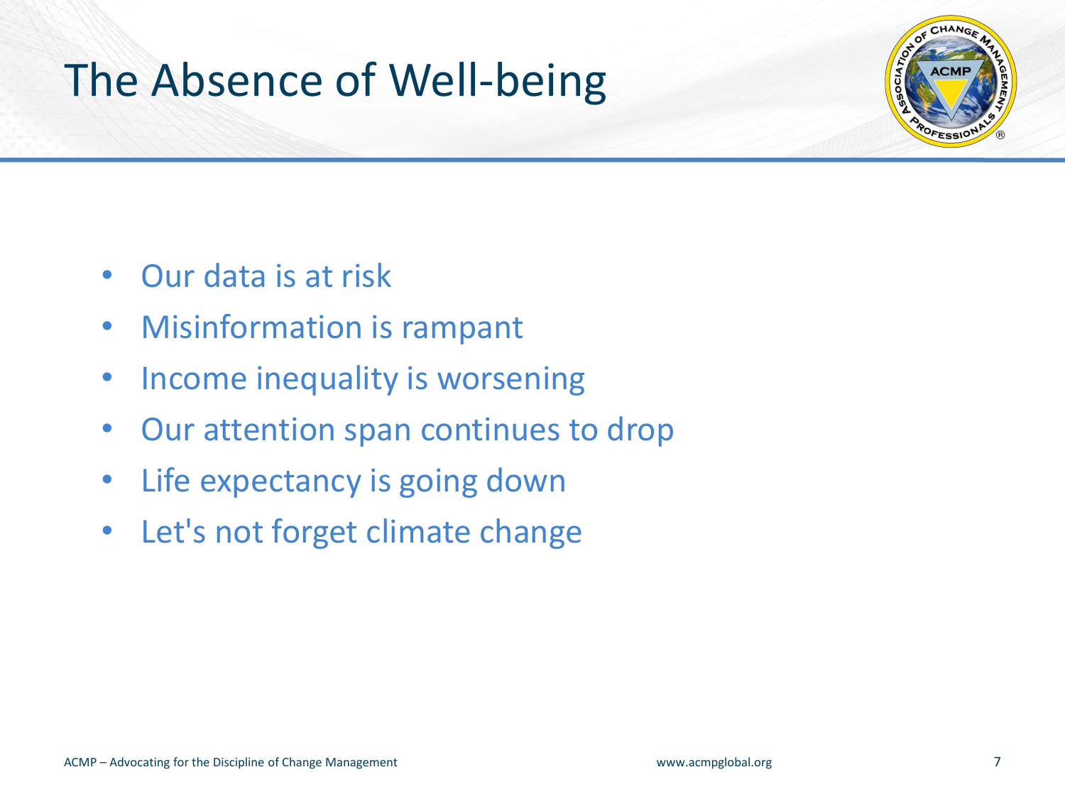# The Absence of Well-being

- Our data is at risk
- Misinformation is rampant
- Income inequality is worsening
- Our attention span continues to drop
- Life expectancy is going down
- Let's not forget climate change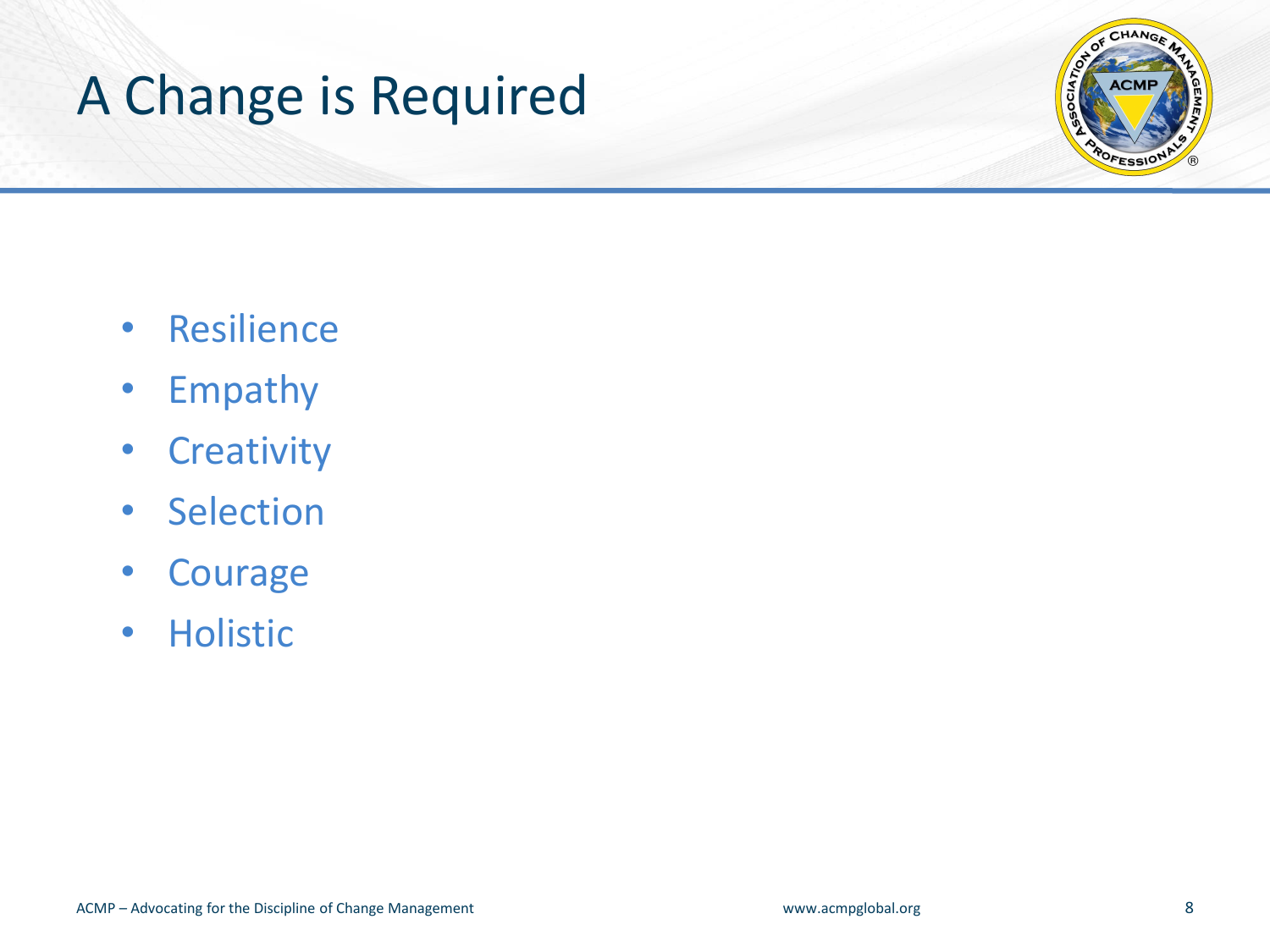# A Change is Required

- Resilience
- Empathy
- Creativity
- Selection
- Courage
- Holistic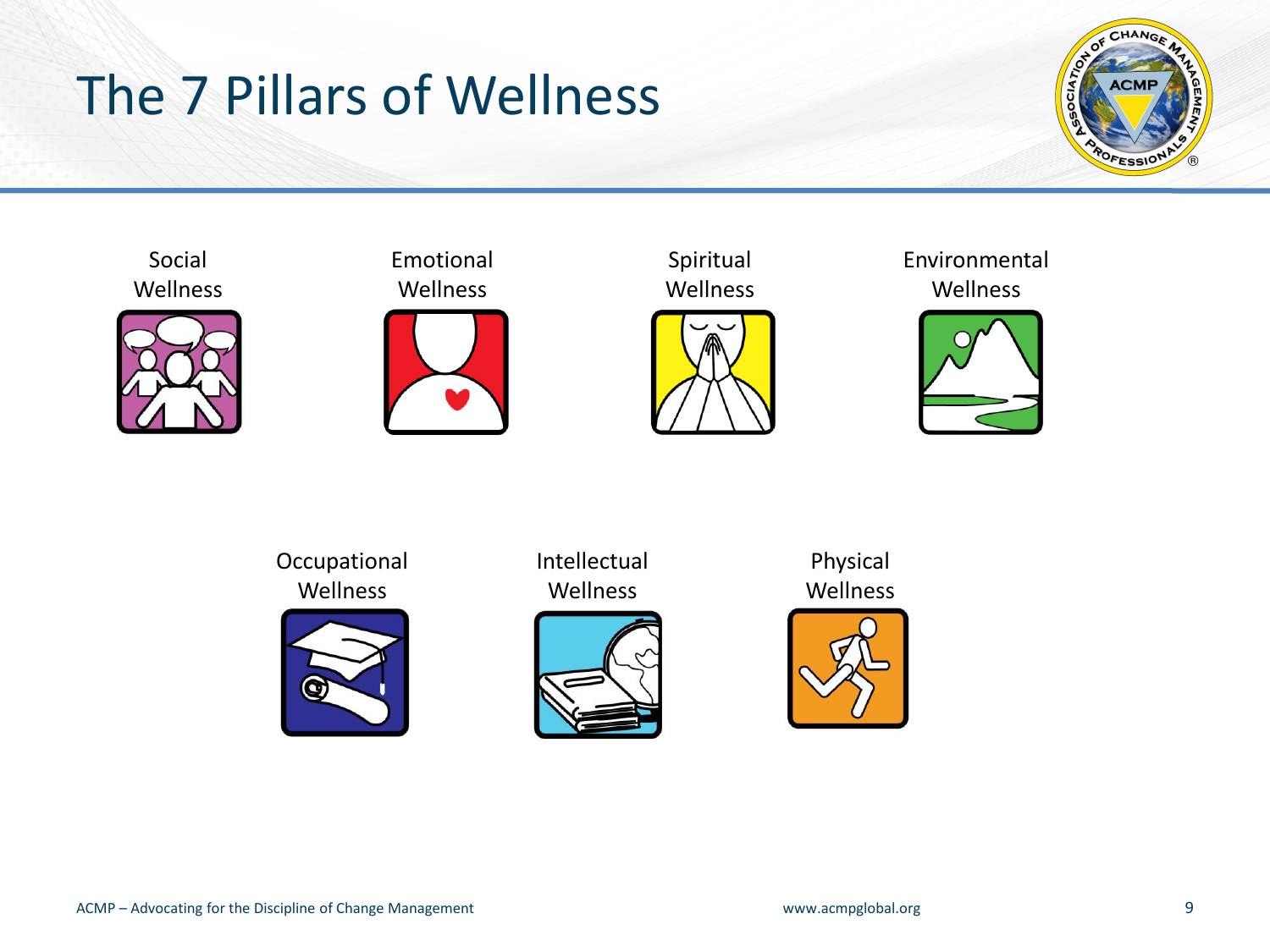# The 7 Pillars of Wellness

Social Wellness

Emotional Wellness

Spiritual Wellness

Environmental Wellness

Occupational Wellness

Intellectual Wellness

Physical Wellness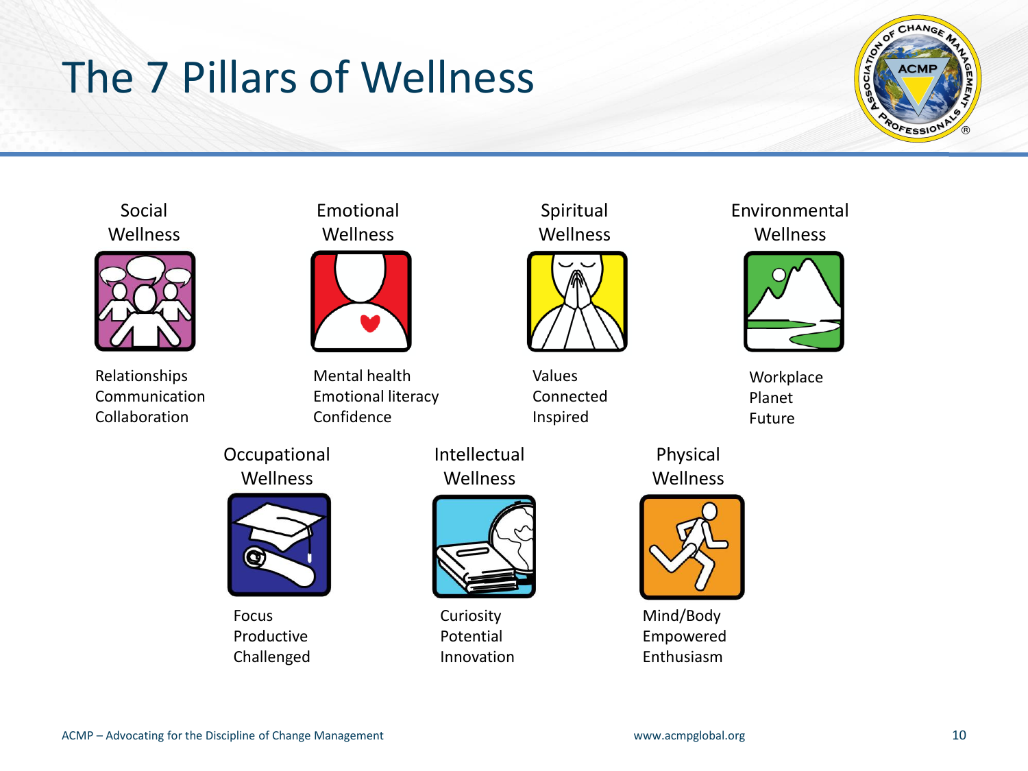# The 7 Pillars of Wellness

### Social Wellness

Relationships
Communication
Collaboration

### Emotional Wellness

Mental health
Emotional literacy
Confidence

### Spiritual Wellness

Values
Connected
Inspired

### Environmental Wellness

Workplace
Planet
Future

### Occupational Wellness

Focus
Productive
Challenged

### Intellectual Wellness

Curiosity
Potential
Innovation

### Physical Wellness

Mind/Body
Empowered
Enthusiasm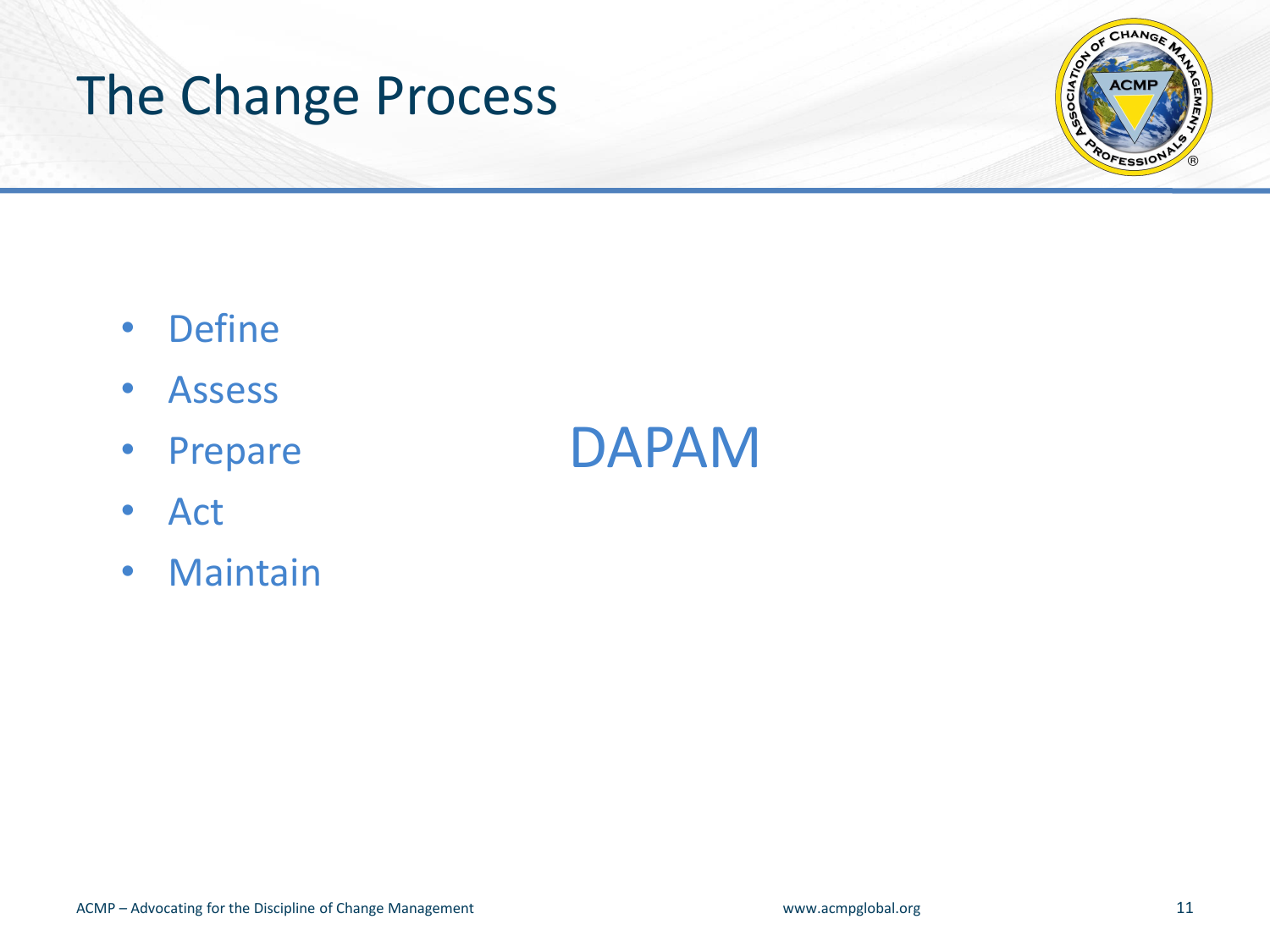# The Change Process

- Define
- Assess
- Prepare
- Act
- Maintain

DAPAM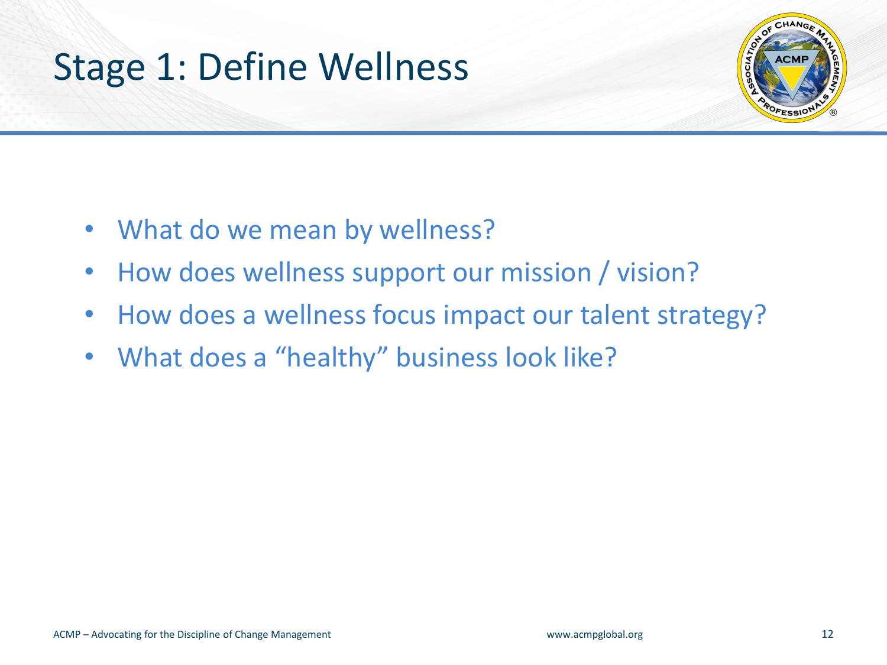# Stage 1: Define Wellness

- What do we mean by wellness?
- How does wellness support our mission / vision?
- How does a wellness focus impact our talent strategy?
- What does a “healthy” business look like?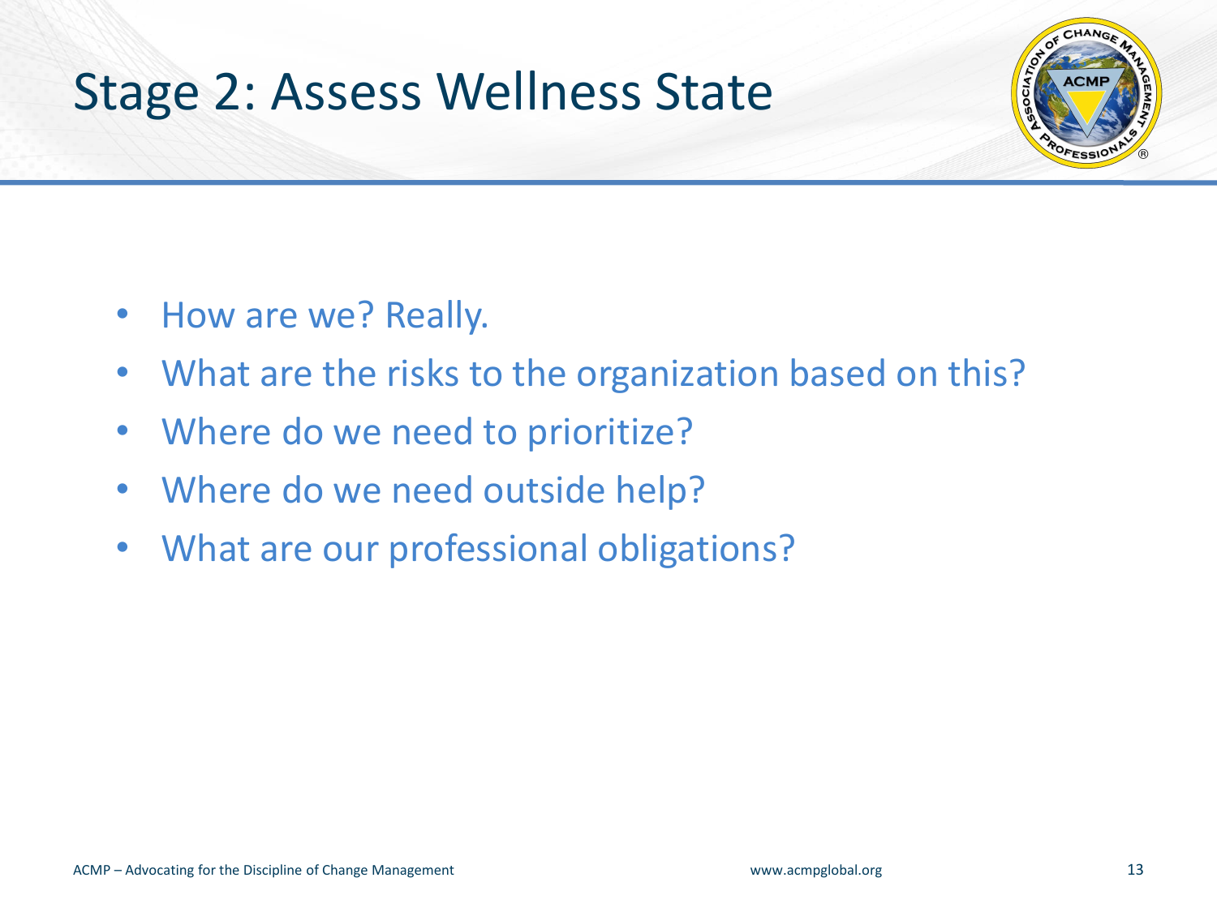# Stage 2: Assess Wellness State

- How are we? Really.
- What are the risks to the organization based on this?
- Where do we need to prioritize?
- Where do we need outside help?
- What are our professional obligations?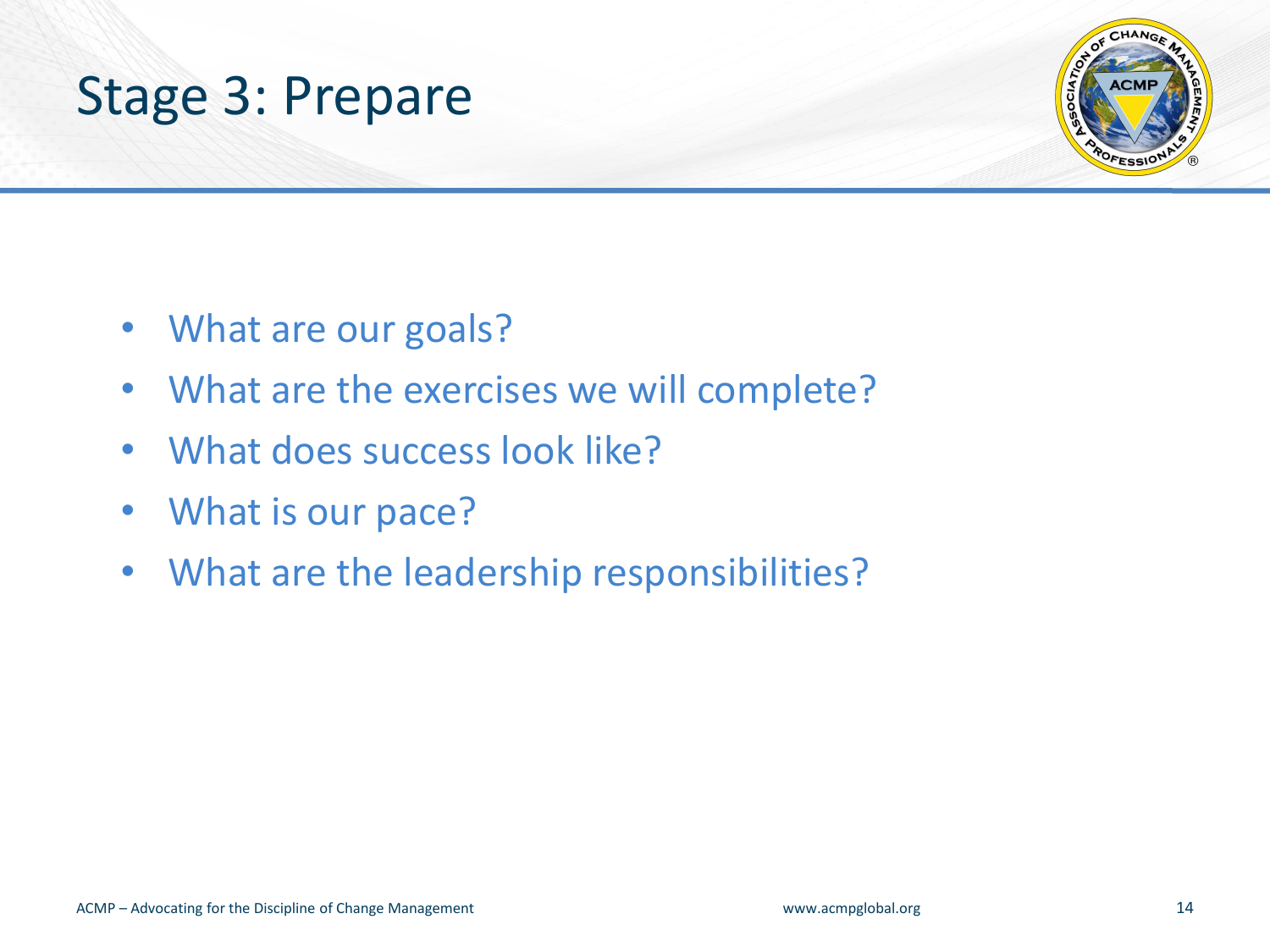# Stage 3: Prepare

- What are our goals?
- What are the exercises we will complete?
- What does success look like?
- What is our pace?
- What are the leadership responsibilities?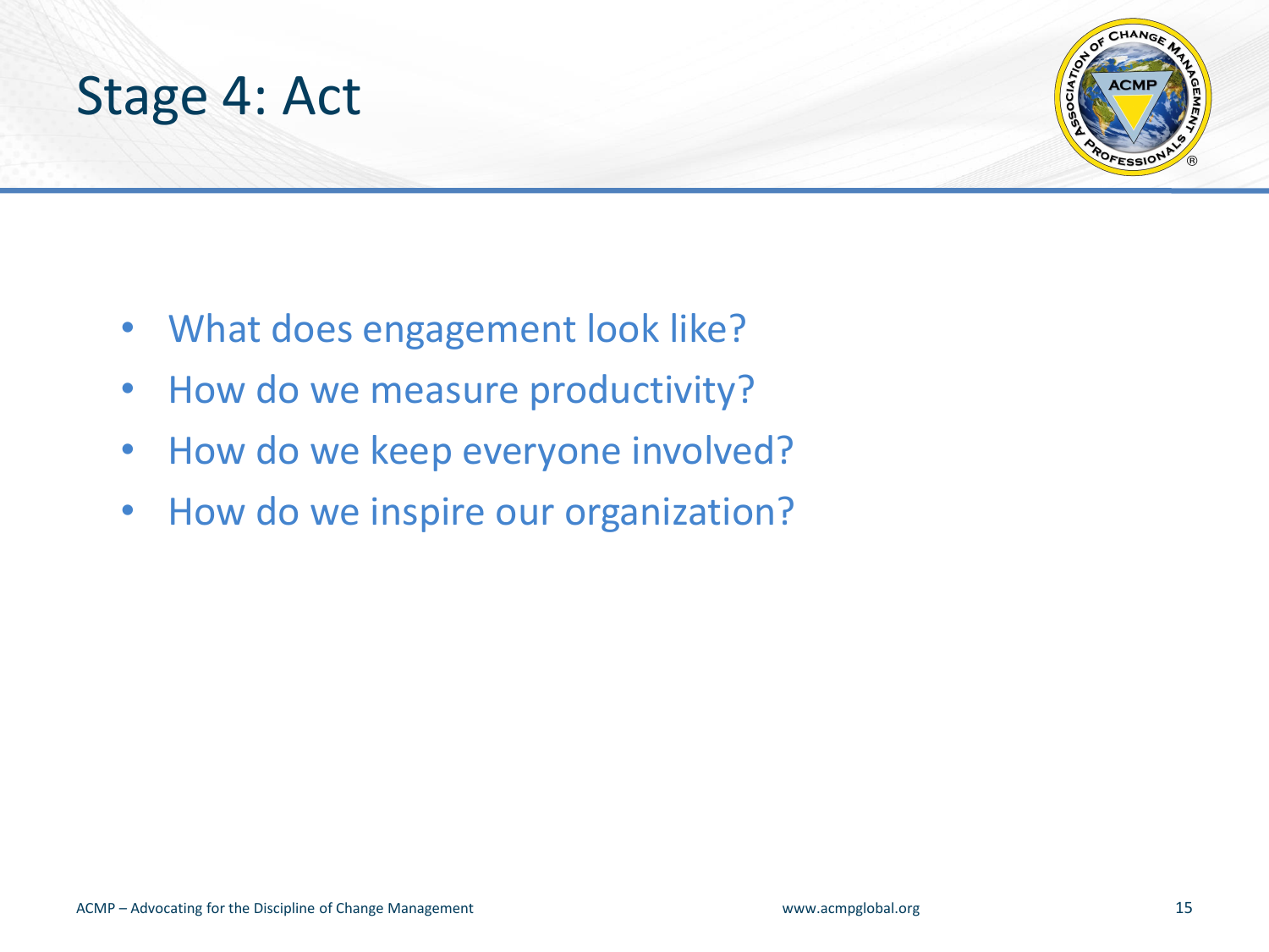# Stage 4: Act

- What does engagement look like?
- How do we measure productivity?
- How do we keep everyone involved?
- How do we inspire our organization?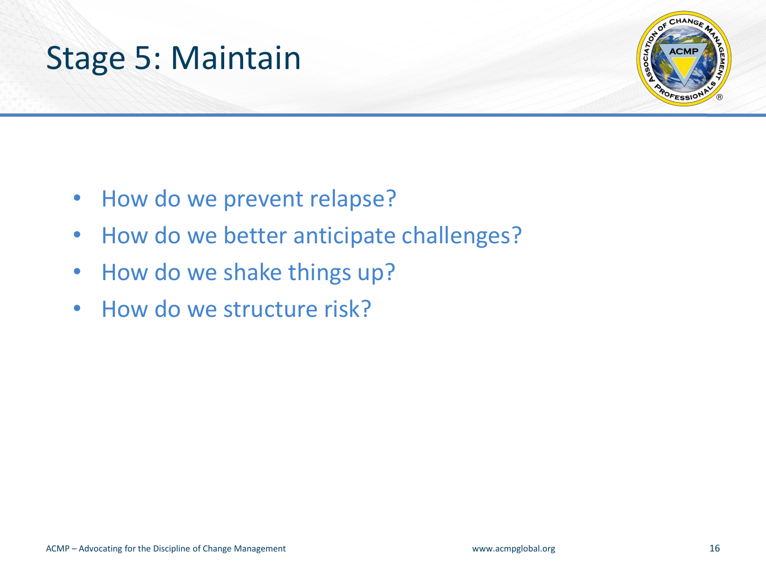# Stage 5: Maintain

- How do we prevent relapse?
- How do we better anticipate challenges?
- How do we shake things up?
- How do we structure risk?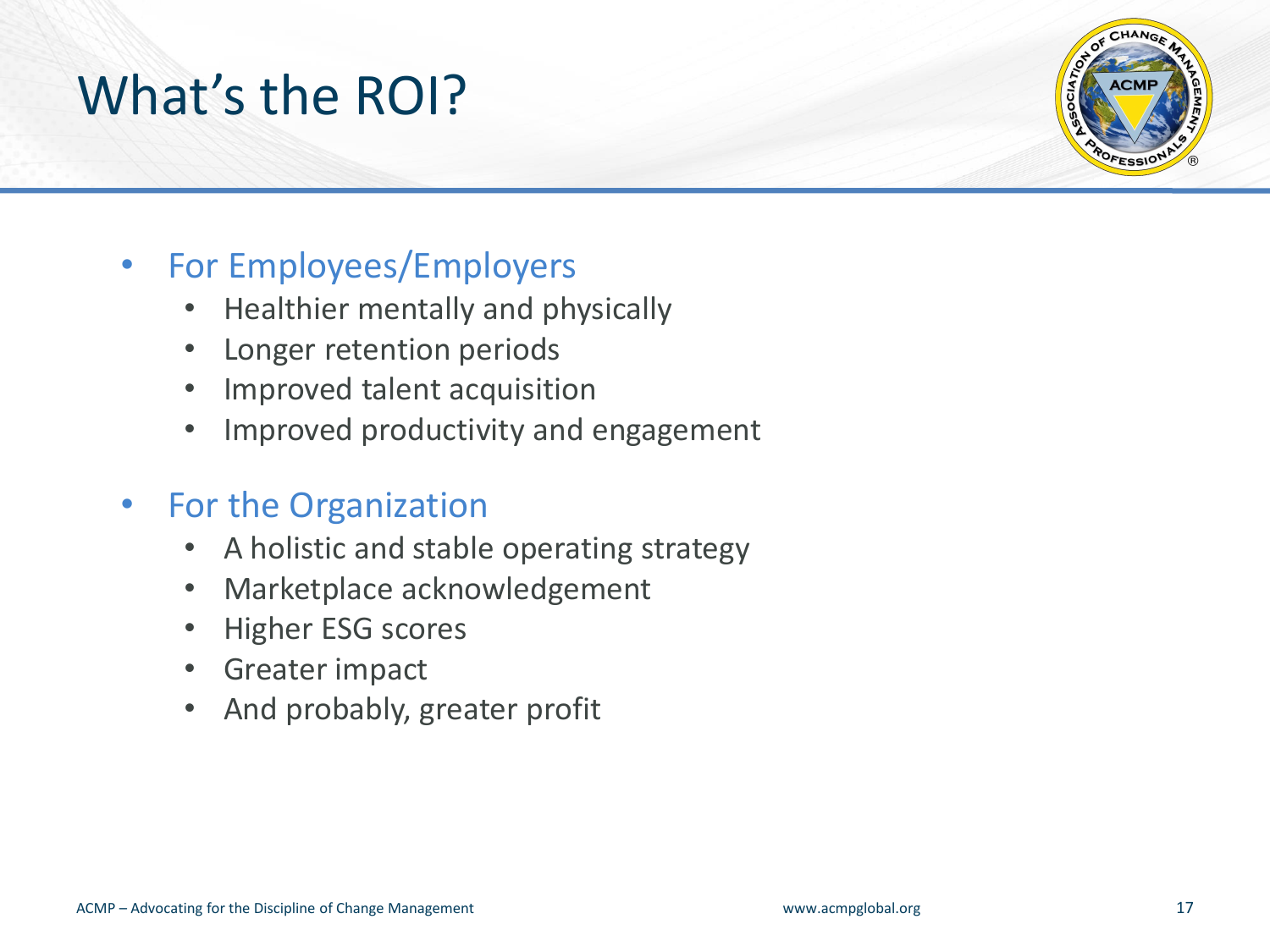# What's the ROI?

- For Employees/Employers
  - Healthier mentally and physically
  - Longer retention periods
  - Improved talent acquisition
  - Improved productivity and engagement

- For the Organization
  - A holistic and stable operating strategy
  - Marketplace acknowledgement
  - Higher ESG scores
  - Greater impact
  - And probably, greater profit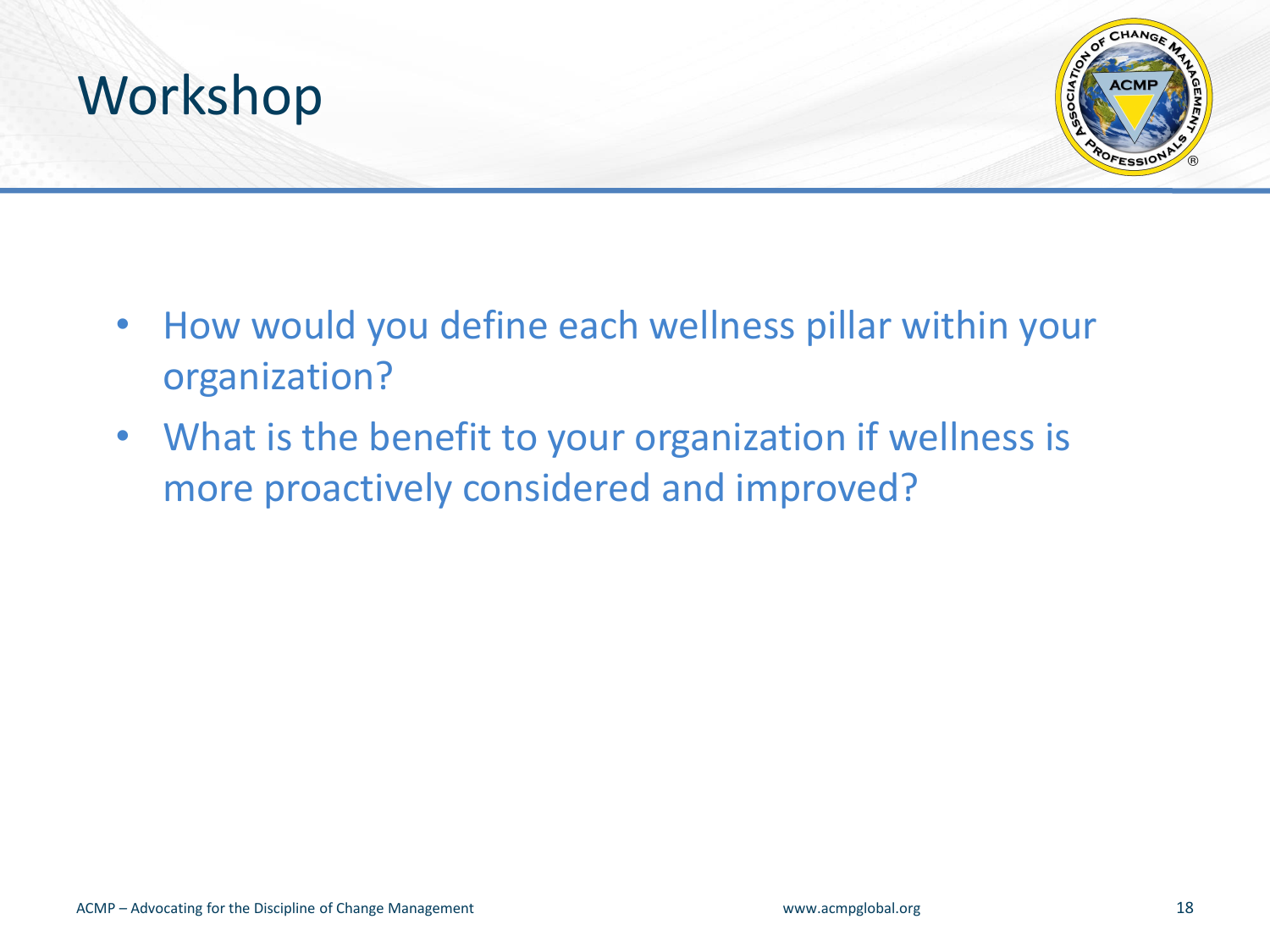# Workshop

- How would you define each wellness pillar within your organization?
- What is the benefit to your organization if wellness is more proactively considered and improved?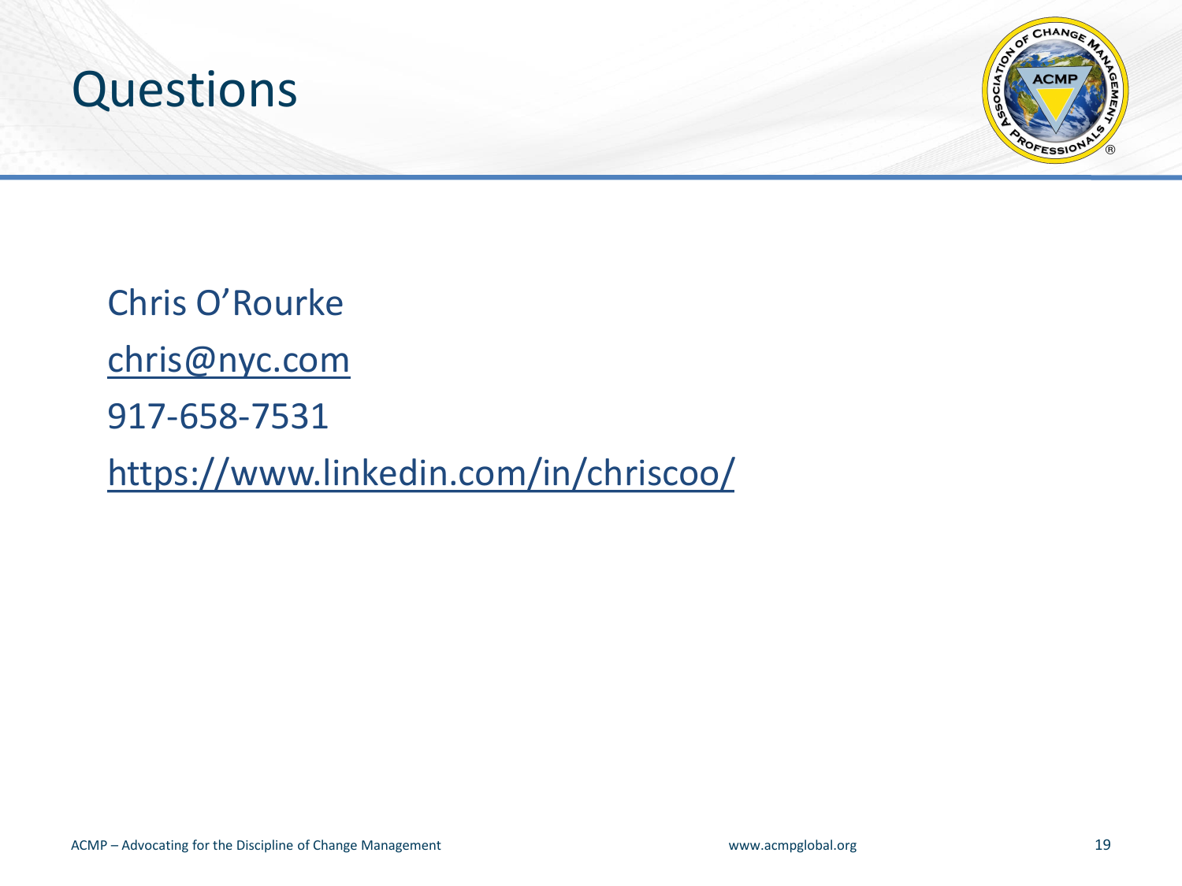# Questions

Chris O'Rourke

chris@nyc.com

917-658-7531

https://www.linkedin.com/in/chriscoo/